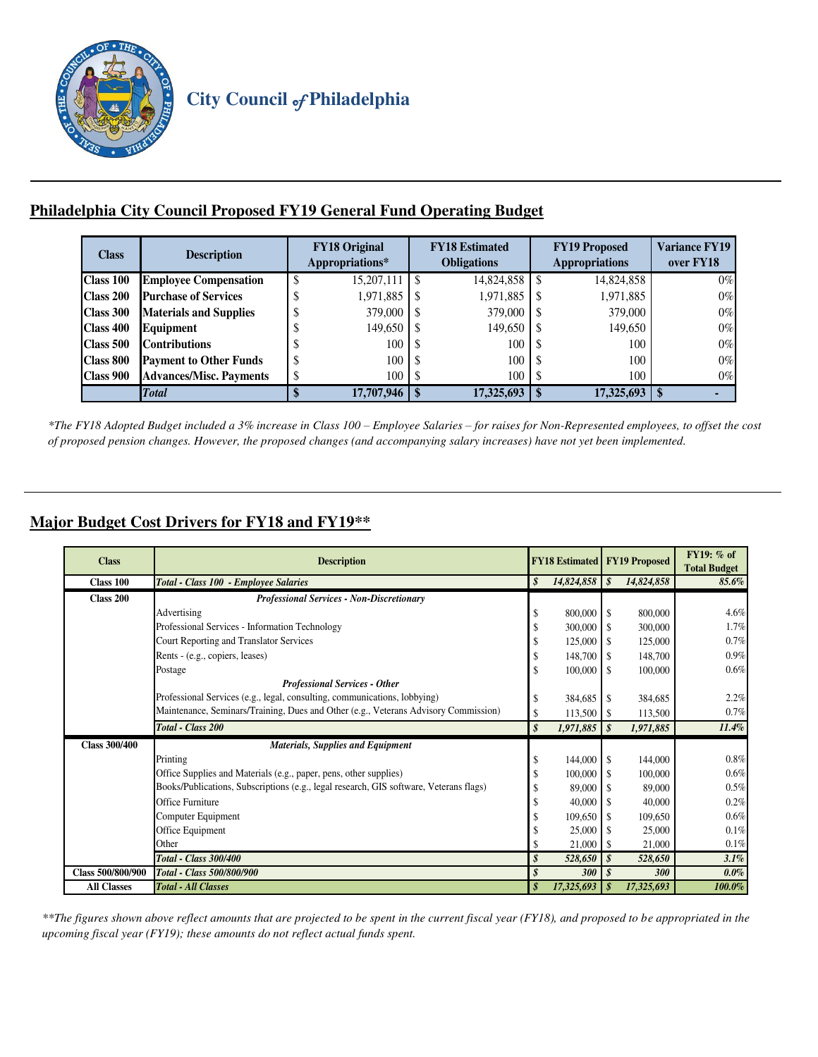# City Council of Philadelphia

## Philadelphia City Council Proposed FY19 General Fund Operating Budget

| Class | Description | FY18 Original Appropriations* | FY18 Estimated Obligations | FY19 Proposed Appropriations | Variance FY19 over FY18 |
|---|---|---|---|---|---|
| **Class 100** | **Employee Compensation** | $ 15,207,111 | $ 14,824,858 | $ 14,824,858 | 0% |
| **Class 200** | **Purchase of Services** | $ 1,971,885 | $ 1,971,885 | $ 1,971,885 | 0% |
| **Class 300** | **Materials and Supplies** | $ 379,000 | $ 379,000 | $ 379,000 | 0% |
| **Class 400** | **Equipment** | $ 149,650 | $ 149,650 | $ 149,650 | 0% |
| **Class 500** | **Contributions** | $ 100 | $ 100 | $ 100 | 0% |
| **Class 800** | **Payment to Other Funds** | $ 100 | $ 100 | $ 100 | 0% |
| **Class 900** | **Advances/Misc. Payments** | $ 100 | $ 100 | $ 100 | 0% |
| | ***Total*** | **$ 17,707,946** | **$ 17,325,693** | **$ 17,325,693** | **$ -** |

*\*The FY18 Adopted Budget included a 3% increase in Class 100 – Employee Salaries – for raises for Non-Represented employees, to offset the cost of proposed pension changes. However, the proposed changes (and accompanying salary increases) have not yet been implemented.*

## Major Budget Cost Drivers for FY18 and FY19**

| Class | Description | FY18 Estimated | FY19 Proposed | FY19: % of Total Budget |
|---|---|---|---|---|
| **Class 100** | ***Total - Class 100 - Employee Salaries*** | ***$ 14,824,858*** | ***$ 14,824,858*** | ***85.6%*** |
| **Class 200** | ***Professional Services - Non-Discretionary*** | | | |
| | Advertising | $ 800,000 | $ 800,000 | 4.6% |
| | Professional Services - Information Technology | $ 300,000 | $ 300,000 | 1.7% |
| | Court Reporting and Translator Services | $ 125,000 | $ 125,000 | 0.7% |
| | Rents - (e.g., copiers, leases) | $ 148,700 | $ 148,700 | 0.9% |
| | Postage | $ 100,000 | $ 100,000 | 0.6% |
| | ***Professional Services - Other*** | | | |
| | Professional Services (e.g., legal, consulting, communications, lobbying) | $ 384,685 | $ 384,685 | 2.2% |
| | Maintenance, Seminars/Training, Dues and Other (e.g., Veterans Advisory Commission) | $ 113,500 | $ 113,500 | 0.7% |
| | ***Total - Class 200*** | ***$ 1,971,885*** | ***$ 1,971,885*** | ***11.4%*** |
| **Class 300/400** | ***Materials, Supplies and Equipment*** | | | |
| | Printing | $ 144,000 | $ 144,000 | 0.8% |
| | Office Supplies and Materials (e.g., paper, pens, other supplies) | $ 100,000 | $ 100,000 | 0.6% |
| | Books/Publications, Subscriptions (e.g., legal research, GIS software, Veterans flags) | $ 89,000 | $ 89,000 | 0.5% |
| | Office Furniture | $ 40,000 | $ 40,000 | 0.2% |
| | Computer Equipment | $ 109,650 | $ 109,650 | 0.6% |
| | Office Equipment | $ 25,000 | $ 25,000 | 0.1% |
| | Other | $ 21,000 | $ 21,000 | 0.1% |
| | ***Total - Class 300/400*** | ***$ 528,650*** | ***$ 528,650*** | ***3.1%*** |
| **Class 500/800/900** | ***Total - Class 500/800/900*** | ***$ 300*** | ***$ 300*** | ***0.0%*** |
| **All Classes** | ***Total - All Classes*** | ***$ 17,325,693*** | ***$ 17,325,693*** | ***100.0%*** |

*\*\*The figures shown above reflect amounts that are projected to be spent in the current fiscal year (FY18), and proposed to be appropriated in the upcoming fiscal year (FY19); these amounts do not reflect actual funds spent.*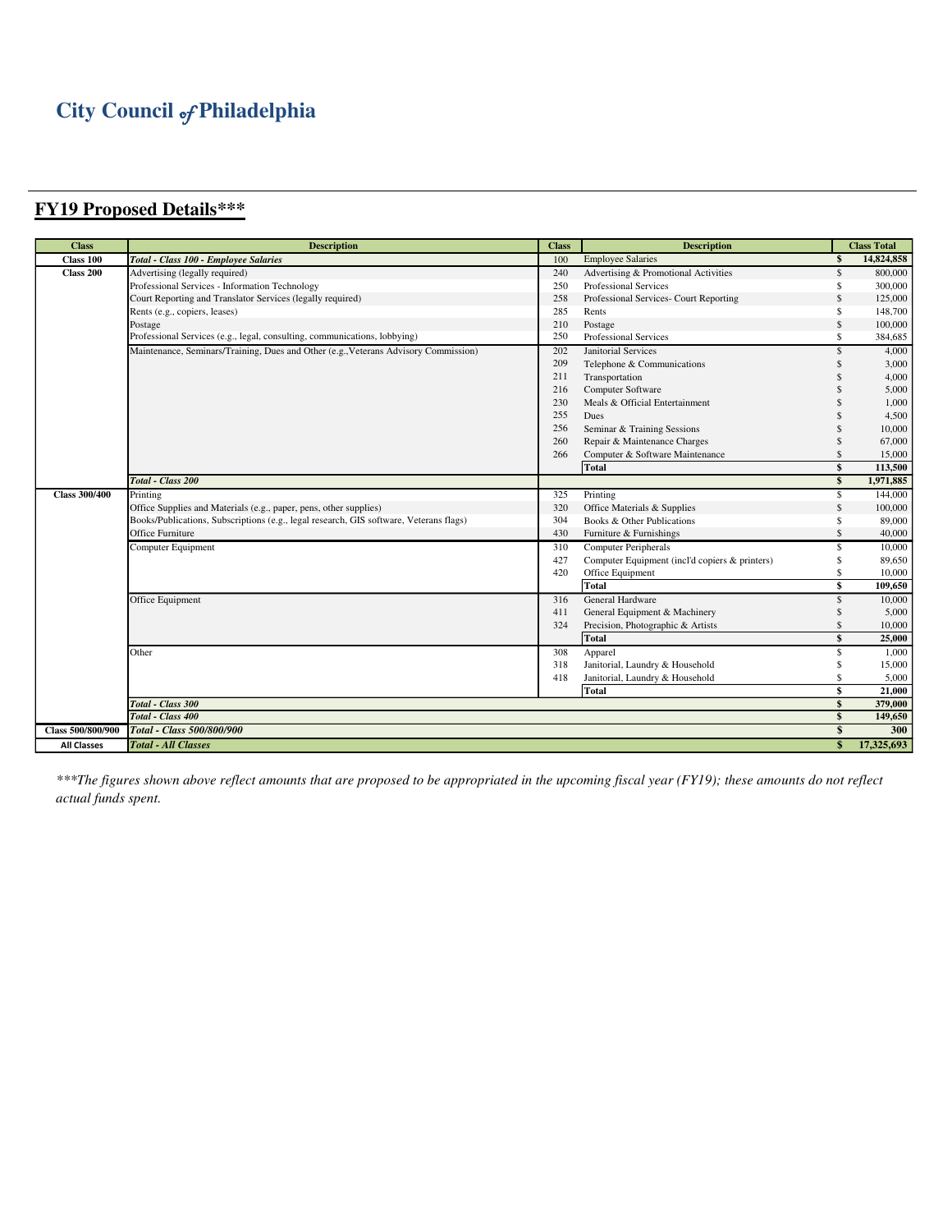# City Council *of* Philadelphia

## FY19 Proposed Details***

| Class | Description | Class | Description | Class Total |
|---|---|---|---|---|
| Class 100 | ***Total - Class 100 - Employee Salaries*** | 100 | Employee Salaries | **$ 14,824,858** |
| Class 200 | Advertising (legally required) | 240 | Advertising & Promotional Activities | $ 800,000 |
| | Professional Services - Information Technology | 250 | Professional Services | $ 300,000 |
| | Court Reporting and Translator Services (legally required) | 258 | Professional Services- Court Reporting | $ 125,000 |
| | Rents (e.g., copiers, leases) | 285 | Rents | $ 148,700 |
| | Postage | 210 | Postage | $ 100,000 |
| | Professional Services (e.g., legal, consulting, communications, lobbying) | 250 | Professional Services | $ 384,685 |
| | Maintenance, Seminars/Training, Dues and Other (e.g.,Veterans Advisory Commission) | 202 | Janitorial Services | $ 4,000 |
| | | 209 | Telephone & Communications | $ 3,000 |
| | | 211 | Transportation | $ 4,000 |
| | | 216 | Computer Software | $ 5,000 |
| | | 230 | Meals & Official Entertainment | $ 1,000 |
| | | 255 | Dues | $ 4,500 |
| | | 256 | Seminar & Training Sessions | $ 10,000 |
| | | 260 | Repair & Maintenance Charges | $ 67,000 |
| | | 266 | Computer & Software Maintenance | $ 15,000 |
| | | | **Total** | **$ 113,500** |
| | ***Total - Class 200*** | | | **$ 1,971,885** |
| Class 300/400 | Printing | 325 | Printing | $ 144,000 |
| | Office Supplies and Materials (e.g., paper, pens, other supplies) | 320 | Office Materials & Supplies | $ 100,000 |
| | Books/Publications, Subscriptions (e.g., legal research, GIS software, Veterans flags) | 304 | Books & Other Publications | $ 89,000 |
| | Office Furniture | 430 | Furniture & Furnishings | $ 40,000 |
| | Computer Equipment | 310 | Computer Peripherals | $ 10,000 |
| | | 427 | Computer Equipment (incl'd copiers & printers) | $ 89,650 |
| | | 420 | Office Equipment | $ 10,000 |
| | | | **Total** | **$ 109,650** |
| | Office Equipment | 316 | General Hardware | $ 10,000 |
| | | 411 | General Equipment & Machinery | $ 5,000 |
| | | 324 | Precision, Photographic & Artists | $ 10,000 |
| | | | **Total** | **$ 25,000** |
| | Other | 308 | Apparel | $ 1,000 |
| | | 318 | Janitorial, Laundry & Household | $ 15,000 |
| | | 418 | Janitorial, Laundry & Household | $ 5,000 |
| | | | **Total** | **$ 21,000** |
| | ***Total - Class 300*** | | | **$ 379,000** |
| | ***Total - Class 400*** | | | **$ 149,650** |
| Class 500/800/900 | ***Total - Class 500/800/900*** | | | **$ 300** |
| All Classes | ***Total - All Classes*** | | | **$ 17,325,693** |

****The figures shown above reflect amounts that are proposed to be appropriated in the upcoming fiscal year (FY19); these amounts do not reflect actual funds spent.*